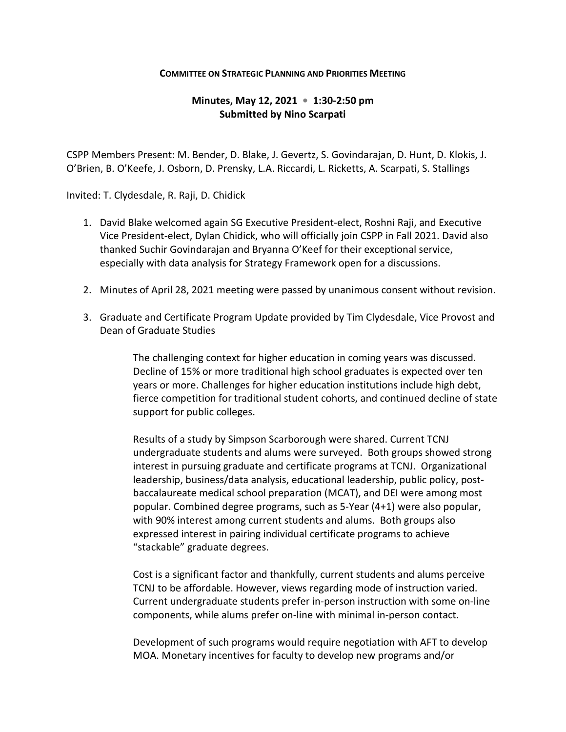**COMMITTEE ON STRATEGIC PLANNING AND PRIORITIES MEETING**

**Minutes, May 12, 2021 • 1:30-2:50 pm**
**Submitted by Nino Scarpati**

CSPP Members Present: M. Bender, D. Blake, J. Gevertz, S. Govindarajan, D. Hunt, D. Klokis, J. O'Brien, B. O'Keefe, J. Osborn, D. Prensky, L.A. Riccardi, L. Ricketts, A. Scarpati, S. Stallings

Invited: T. Clydesdale, R. Raji, D. Chidick

1. David Blake welcomed again SG Executive President-elect, Roshni Raji, and Executive Vice President-elect, Dylan Chidick, who will officially join CSPP in Fall 2021. David also thanked Suchir Govindarajan and Bryanna O'Keef for their exceptional service, especially with data analysis for Strategy Framework open for a discussions.

2. Minutes of April 28, 2021 meeting were passed by unanimous consent without revision.

3. Graduate and Certificate Program Update provided by Tim Clydesdale, Vice Provost and Dean of Graduate Studies

   The challenging context for higher education in coming years was discussed. Decline of 15% or more traditional high school graduates is expected over ten years or more. Challenges for higher education institutions include high debt, fierce competition for traditional student cohorts, and continued decline of state support for public colleges.

   Results of a study by Simpson Scarborough were shared. Current TCNJ undergraduate students and alums were surveyed. Both groups showed strong interest in pursuing graduate and certificate programs at TCNJ. Organizational leadership, business/data analysis, educational leadership, public policy, post-baccalaureate medical school preparation (MCAT), and DEI were among most popular. Combined degree programs, such as 5-Year (4+1) were also popular, with 90% interest among current students and alums. Both groups also expressed interest in pairing individual certificate programs to achieve "stackable" graduate degrees.

   Cost is a significant factor and thankfully, current students and alums perceive TCNJ to be affordable. However, views regarding mode of instruction varied. Current undergraduate students prefer in-person instruction with some on-line components, while alums prefer on-line with minimal in-person contact.

   Development of such programs would require negotiation with AFT to develop MOA. Monetary incentives for faculty to develop new programs and/or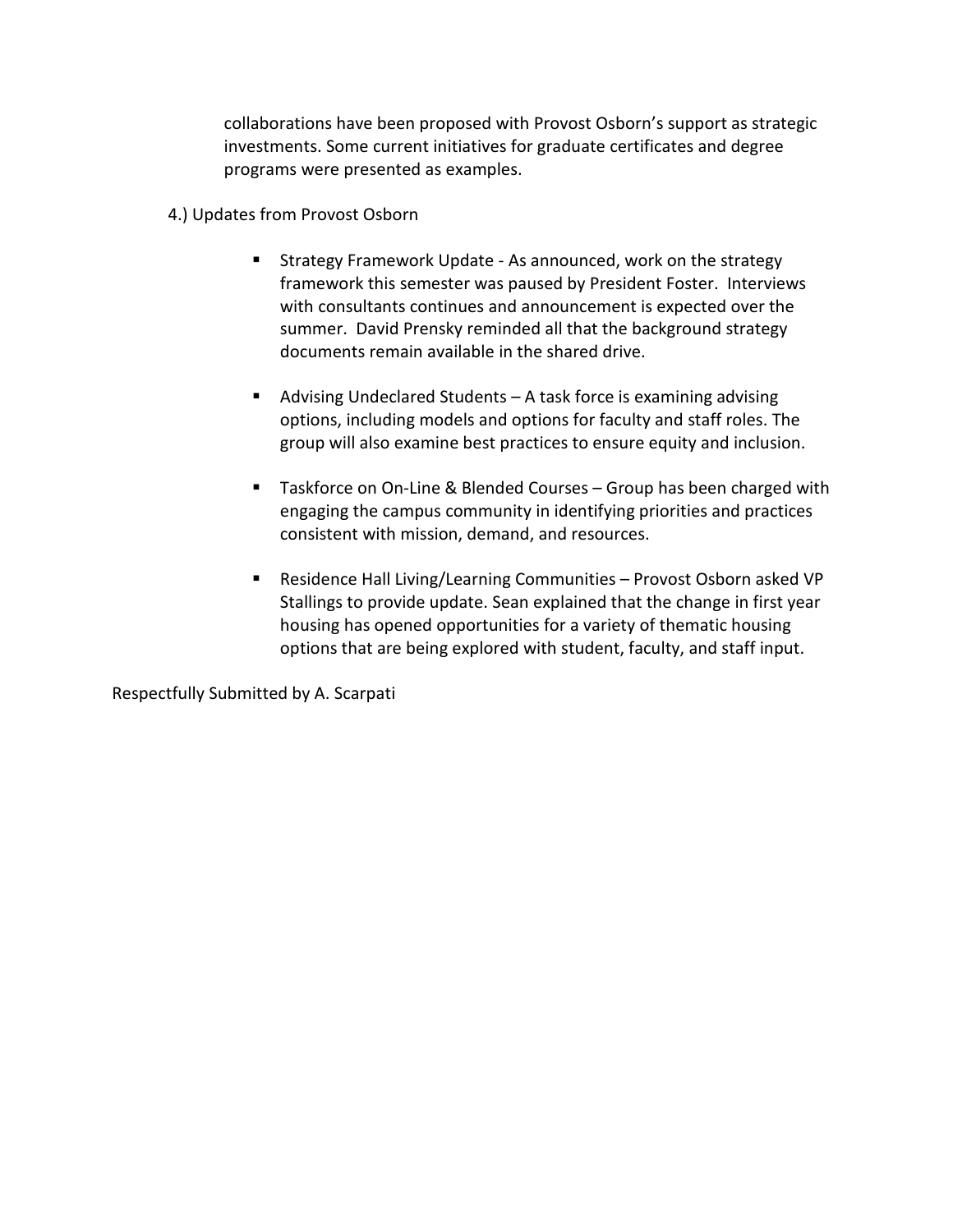collaborations have been proposed with Provost Osborn's support as strategic investments. Some current initiatives for graduate certificates and degree programs were presented as examples.

4.) Updates from Provost Osborn

- Strategy Framework Update - As announced, work on the strategy framework this semester was paused by President Foster. Interviews with consultants continues and announcement is expected over the summer. David Prensky reminded all that the background strategy documents remain available in the shared drive.

- Advising Undeclared Students – A task force is examining advising options, including models and options for faculty and staff roles. The group will also examine best practices to ensure equity and inclusion.

- Taskforce on On-Line & Blended Courses – Group has been charged with engaging the campus community in identifying priorities and practices consistent with mission, demand, and resources.

- Residence Hall Living/Learning Communities – Provost Osborn asked VP Stallings to provide update. Sean explained that the change in first year housing has opened opportunities for a variety of thematic housing options that are being explored with student, faculty, and staff input.

Respectfully Submitted by A. Scarpati